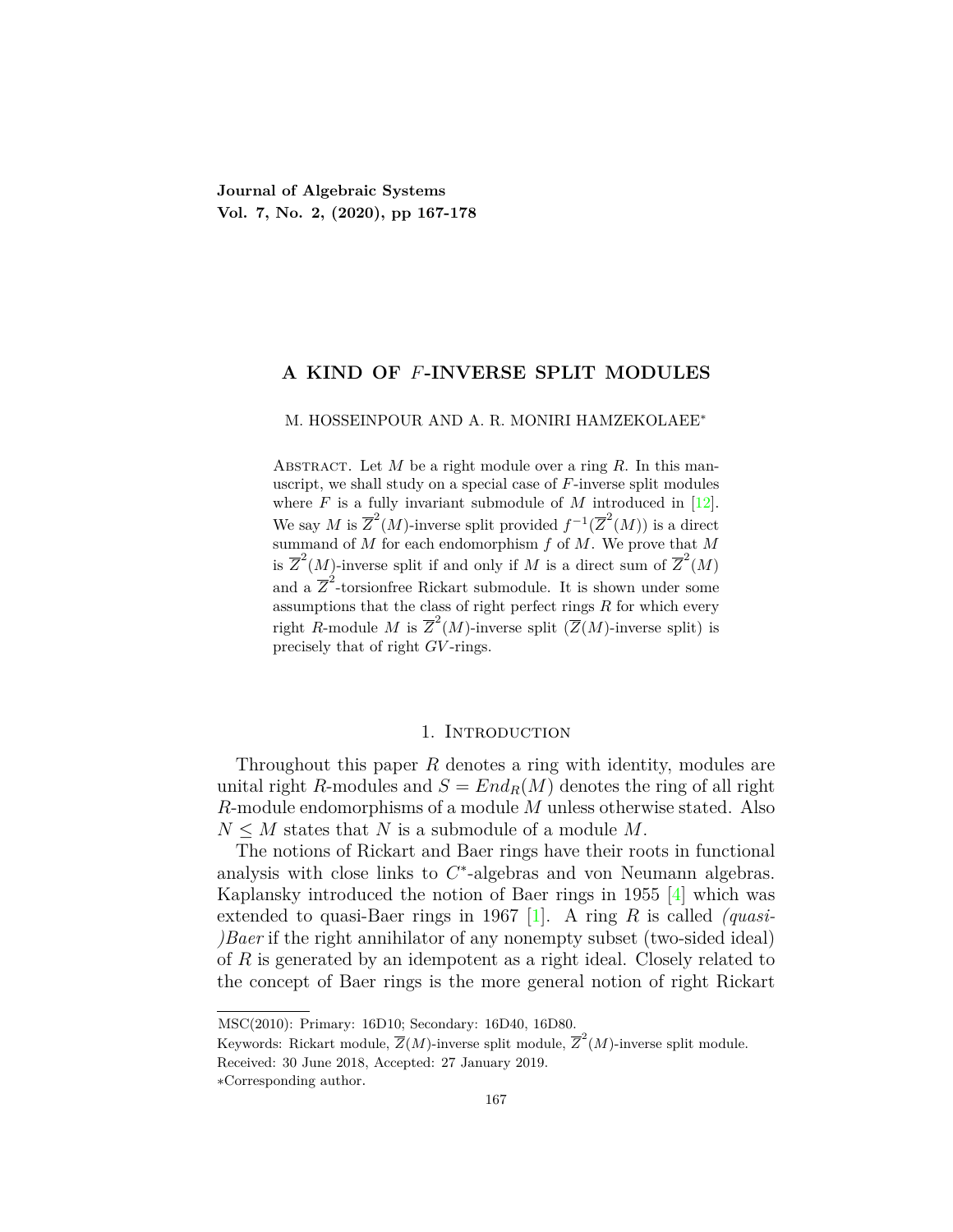**Journal of Algebraic Systems**
**Vol. 7, No. 2, (2020), pp 167-178**

# A KIND OF $F$-INVERSE SPLIT MODULES

M. HOSSEINPOUR AND A. R. MONIRI HAMZEKOLAEE*

Abstract. Let $M$ be a right module over a ring $R$. In this manuscript, we shall study on a special case of $F$-inverse split modules where $F$ is a fully invariant submodule of $M$ introduced in [12]. We say $M$ is $\overline{Z}^2(M)$-inverse split provided $f^{-1}(\overline{Z}^2(M))$ is a direct summand of $M$ for each endomorphism $f$ of $M$. We prove that $M$ is $\overline{Z}^2(M)$-inverse split if and only if $M$ is a direct sum of $\overline{Z}^2(M)$ and a $\overline{Z}^2$-torsionfree Rickart submodule. It is shown under some assumptions that the class of right perfect rings $R$ for which every right $R$-module $M$ is $\overline{Z}^2(M)$-inverse split ($\overline{Z}(M)$-inverse split) is precisely that of right $GV$-rings.

## 1. Introduction

Throughout this paper $R$ denotes a ring with identity, modules are unital right $R$-modules and $S = End_R(M)$ denotes the ring of all right $R$-module endomorphisms of a module $M$ unless otherwise stated. Also $N \leq M$ states that $N$ is a submodule of a module $M$.

The notions of Rickart and Baer rings have their roots in functional analysis with close links to $C^*$-algebras and von Neumann algebras. Kaplansky introduced the notion of Baer rings in 1955 [4] which was extended to quasi-Baer rings in 1967 [1]. A ring $R$ is called *(quasi-)Baer* if the right annihilator of any nonempty subset (two-sided ideal) of $R$ is generated by an idempotent as a right ideal. Closely related to the concept of Baer rings is the more general notion of right Rickart

MSC(2010): Primary: 16D10; Secondary: 16D40, 16D80.

Keywords: Rickart module, $\overline{Z}(M)$-inverse split module, $\overline{Z}^2(M)$-inverse split module.

Received: 30 June 2018, Accepted: 27 January 2019.

*Corresponding author.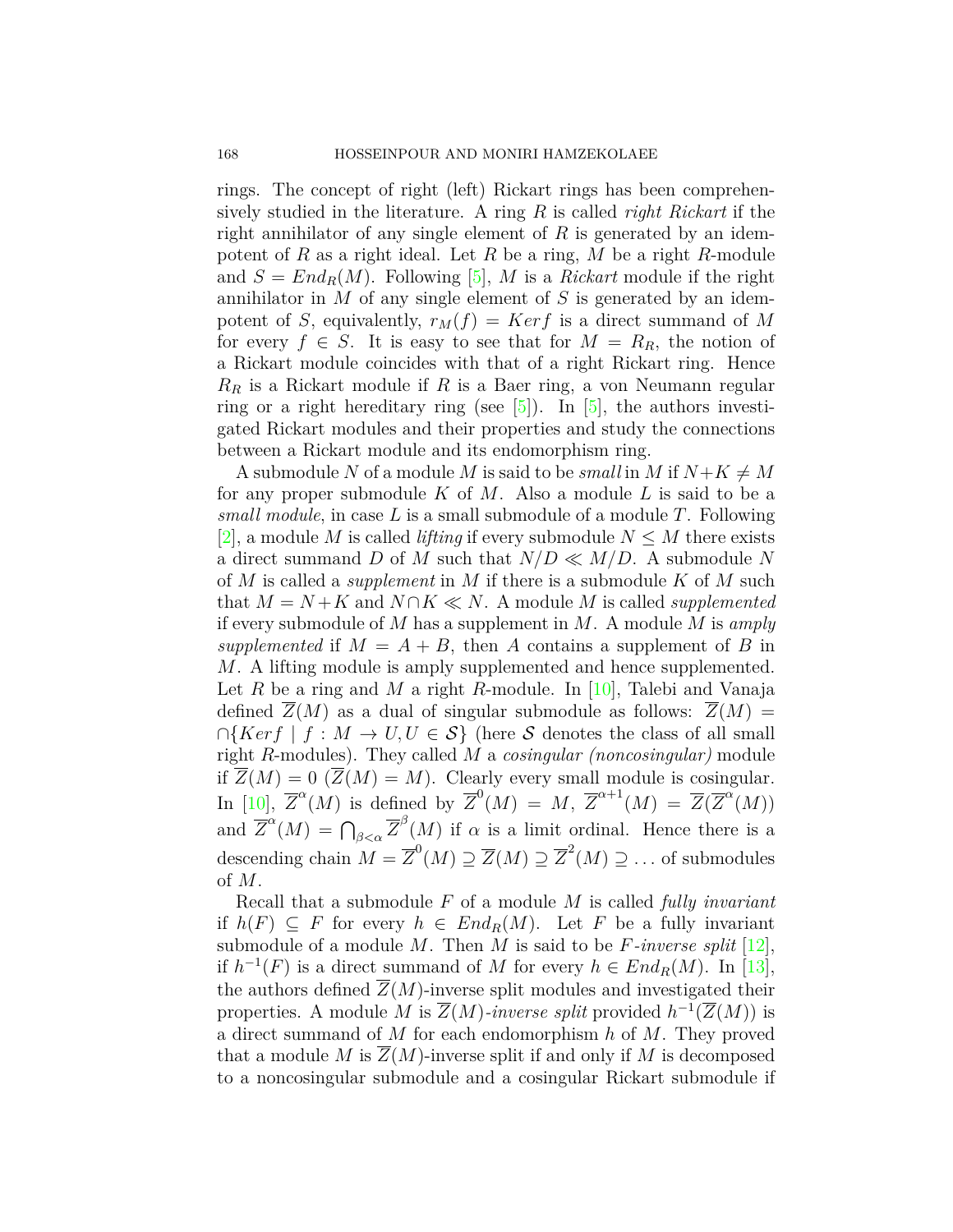rings. The concept of right (left) Rickart rings has been comprehensively studied in the literature. A ring $R$ is called *right Rickart* if the right annihilator of any single element of $R$ is generated by an idempotent of $R$ as a right ideal. Let $R$ be a ring, $M$ be a right $R$-module and $S = End_R(M)$. Following [5], $M$ is a *Rickart* module if the right annihilator in $M$ of any single element of $S$ is generated by an idempotent of $S$, equivalently, $r_M(f) = Ker f$ is a direct summand of $M$ for every $f \in S$. It is easy to see that for $M = R_R$, the notion of a Rickart module coincides with that of a right Rickart ring. Hence $R_R$ is a Rickart module if $R$ is a Baer ring, a von Neumann regular ring or a right hereditary ring (see [5]). In [5], the authors investigated Rickart modules and their properties and study the connections between a Rickart module and its endomorphism ring.

A submodule $N$ of a module $M$ is said to be *small* in $M$ if $N + K \neq M$ for any proper submodule $K$ of $M$. Also a module $L$ is said to be a *small module*, in case $L$ is a small submodule of a module $T$. Following [2], a module $M$ is called *lifting* if every submodule $N \leq M$ there exists a direct summand $D$ of $M$ such that $N/D \ll M/D$. A submodule $N$ of $M$ is called a *supplement* in $M$ if there is a submodule $K$ of $M$ such that $M = N + K$ and $N \cap K \ll N$. A module $M$ is called *supplemented* if every submodule of $M$ has a supplement in $M$. A module $M$ is *amply supplemented* if $M = A + B$, then $A$ contains a supplement of $B$ in $M$. A lifting module is amply supplemented and hence supplemented. Let $R$ be a ring and $M$ a right $R$-module. In [10], Talebi and Vanaja defined $\overline{Z}(M)$ as a dual of singular submodule as follows: $\overline{Z}(M) = \cap\{Ker f \mid f : M \to U, U \in \mathcal{S}\}$ (here $\mathcal{S}$ denotes the class of all small right $R$-modules). They called $M$ a *cosingular (noncosingular)* module if $\overline{Z}(M) = 0$ ($\overline{Z}(M) = M$). Clearly every small module is cosingular. In [10], $\overline{Z}^{\alpha}(M)$ is defined by $\overline{Z}^{0}(M) = M$, $\overline{Z}^{\alpha+1}(M) = \overline{Z}(\overline{Z}^{\alpha}(M))$ and $\overline{Z}^{\alpha}(M) = \bigcap_{\beta<\alpha} \overline{Z}^{\beta}(M)$ if $\alpha$ is a limit ordinal. Hence there is a descending chain $M = \overline{Z}^{0}(M) \supseteq \overline{Z}(M) \supseteq \overline{Z}^{2}(M) \supseteq \ldots$ of submodules of $M$.

Recall that a submodule $F$ of a module $M$ is called *fully invariant* if $h(F) \subseteq F$ for every $h \in End_R(M)$. Let $F$ be a fully invariant submodule of a module $M$. Then $M$ is said to be *$F$-inverse split* [12], if $h^{-1}(F)$ is a direct summand of $M$ for every $h \in End_R(M)$. In [13], the authors defined $\overline{Z}(M)$-inverse split modules and investigated their properties. A module $M$ is *$\overline{Z}(M)$-inverse split* provided $h^{-1}(\overline{Z}(M))$ is a direct summand of $M$ for each endomorphism $h$ of $M$. They proved that a module $M$ is $\overline{Z}(M)$-inverse split if and only if $M$ is decomposed to a noncosingular submodule and a cosingular Rickart submodule if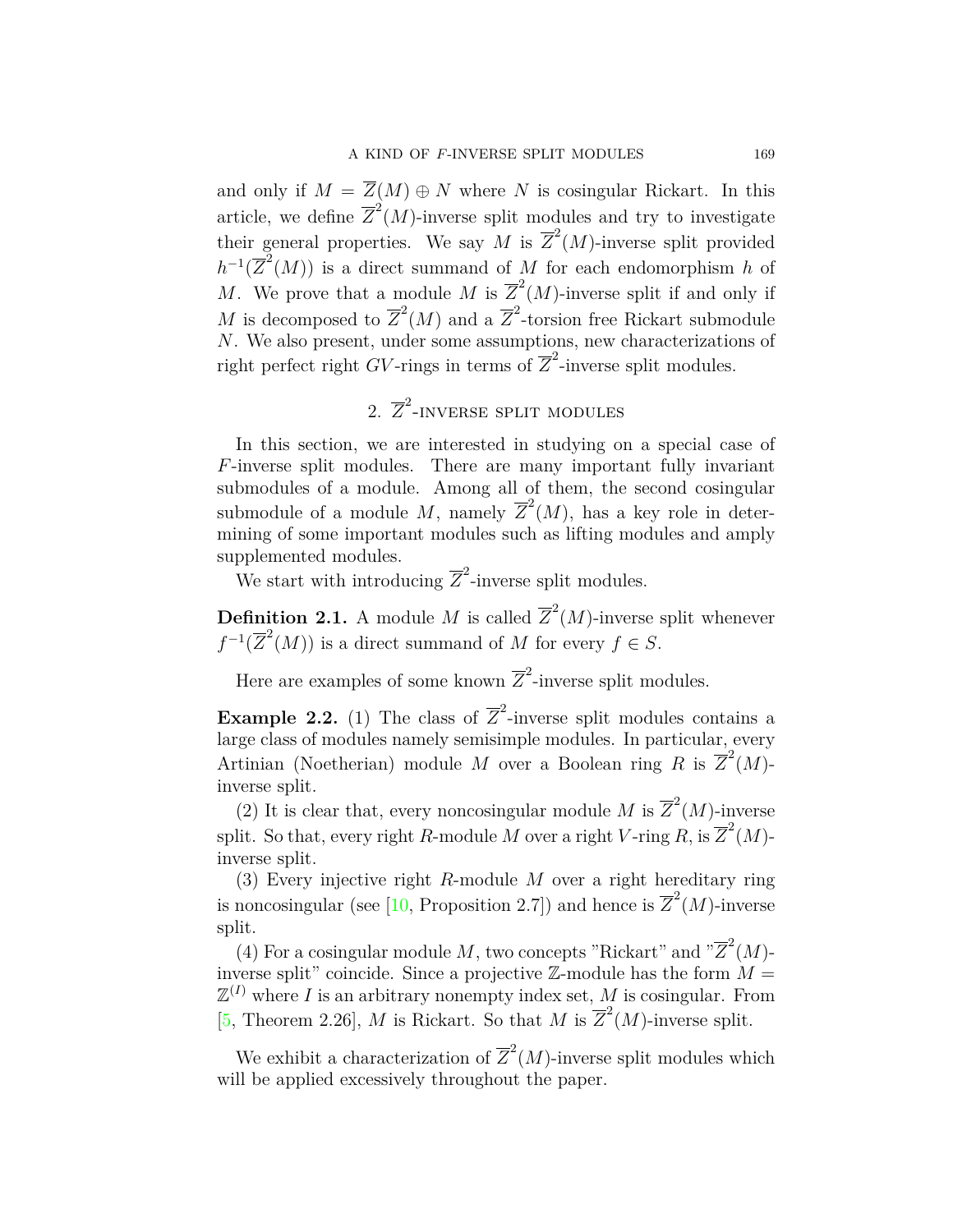and only if $M = \overline{Z}(M) \oplus N$ where $N$ is cosingular Rickart. In this article, we define $\overline{Z}^2(M)$-inverse split modules and try to investigate their general properties. We say $M$ is $\overline{Z}^2(M)$-inverse split provided $h^{-1}(\overline{Z}^2(M))$ is a direct summand of $M$ for each endomorphism $h$ of $M$. We prove that a module $M$ is $\overline{Z}^2(M)$-inverse split if and only if $M$ is decomposed to $\overline{Z}^2(M)$ and a $\overline{Z}^2$-torsion free Rickart submodule $N$. We also present, under some assumptions, new characterizations of right perfect right $GV$-rings in terms of $\overline{Z}^2$-inverse split modules.

## 2. $\overline{Z}^2$-inverse split modules

In this section, we are interested in studying on a special case of $F$-inverse split modules. There are many important fully invariant submodules of a module. Among all of them, the second cosingular submodule of a module $M$, namely $\overline{Z}^2(M)$, has a key role in determining of some important modules such as lifting modules and amply supplemented modules.

We start with introducing $\overline{Z}^2$-inverse split modules.

**Definition 2.1.** A module $M$ is called $\overline{Z}^2(M)$-inverse split whenever $f^{-1}(\overline{Z}^2(M))$ is a direct summand of $M$ for every $f \in S$.

Here are examples of some known $\overline{Z}^2$-inverse split modules.

**Example 2.2.** (1) The class of $\overline{Z}^2$-inverse split modules contains a large class of modules namely semisimple modules. In particular, every Artinian (Noetherian) module $M$ over a Boolean ring $R$ is $\overline{Z}^2(M)$-inverse split.

(2) It is clear that, every noncosingular module $M$ is $\overline{Z}^2(M)$-inverse split. So that, every right $R$-module $M$ over a right $V$-ring $R$, is $\overline{Z}^2(M)$-inverse split.

(3) Every injective right $R$-module $M$ over a right hereditary ring is noncosingular (see [10, Proposition 2.7]) and hence is $\overline{Z}^2(M)$-inverse split.

(4) For a cosingular module $M$, two concepts "Rickart" and "$\overline{Z}^2(M)$-inverse split" coincide. Since a projective $\mathbb{Z}$-module has the form $M = \mathbb{Z}^{(I)}$ where $I$ is an arbitrary nonempty index set, $M$ is cosingular. From [5, Theorem 2.26], $M$ is Rickart. So that $M$ is $\overline{Z}^2(M)$-inverse split.

We exhibit a characterization of $\overline{Z}^2(M)$-inverse split modules which will be applied excessively throughout the paper.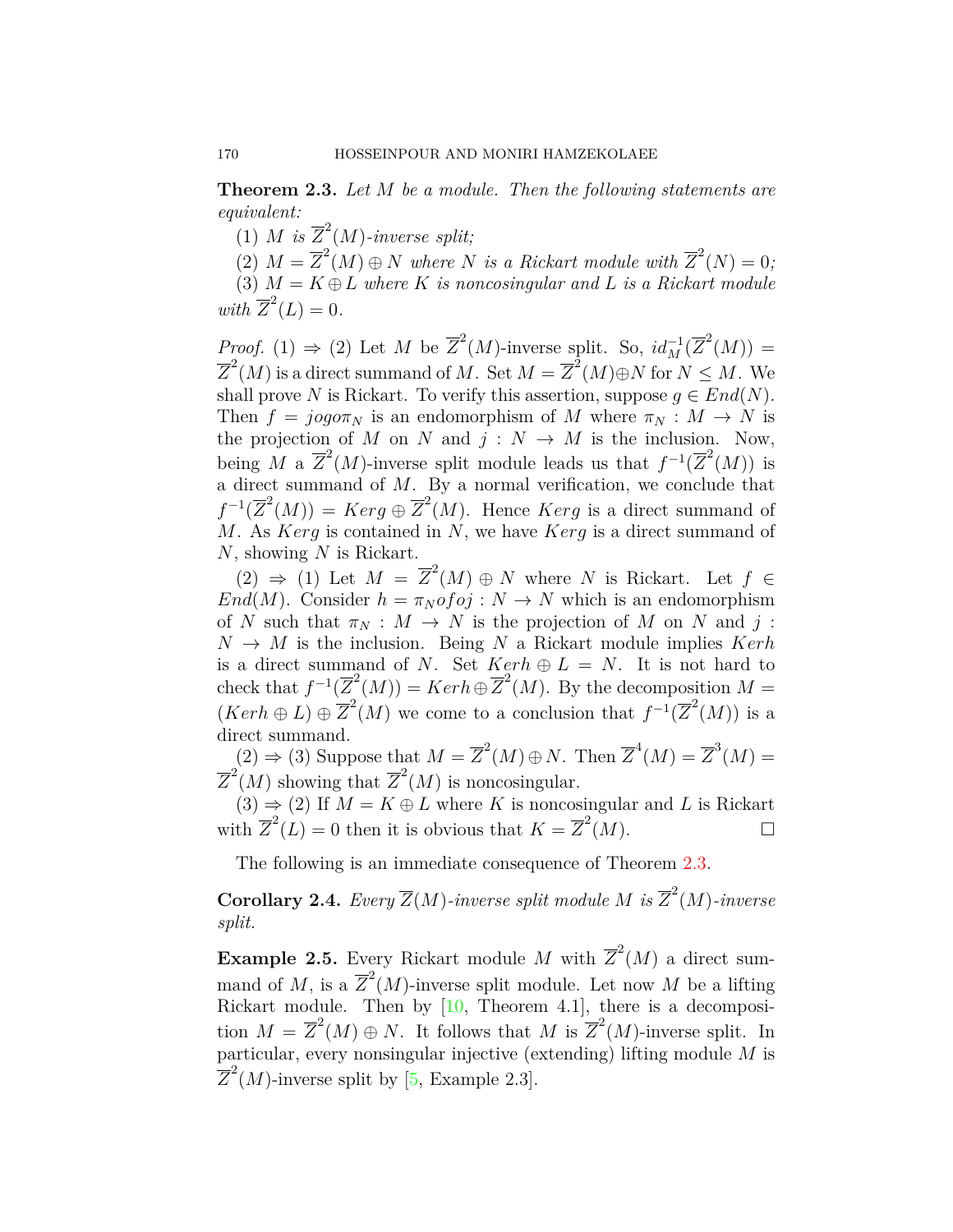**Theorem 2.3.** *Let $M$ be a module. Then the following statements are equivalent:*

(1) *$M$ is $\overline{Z}^2(M)$-inverse split;*

(2) *$M = \overline{Z}^2(M) \oplus N$ where $N$ is a Rickart module with $\overline{Z}^2(N) = 0$;*

(3) *$M = K \oplus L$ where $K$ is noncosingular and $L$ is a Rickart module with $\overline{Z}^2(L) = 0$.*

*Proof.* (1) $\Rightarrow$ (2) Let $M$ be $\overline{Z}^2(M)$-inverse split. So, $id_M^{-1}(\overline{Z}^2(M)) = \overline{Z}^2(M)$ is a direct summand of $M$. Set $M = \overline{Z}^2(M) \oplus N$ for $N \leq M$. We shall prove $N$ is Rickart. To verify this assertion, suppose $g \in End(N)$. Then $f = jog o \pi_N$ is an endomorphism of $M$ where $\pi_N : M \to N$ is the projection of $M$ on $N$ and $j : N \to M$ is the inclusion. Now, being $M$ a $\overline{Z}^2(M)$-inverse split module leads us that $f^{-1}(\overline{Z}^2(M))$ is a direct summand of $M$. By a normal verification, we conclude that $f^{-1}(\overline{Z}^2(M)) = Kerg \oplus \overline{Z}^2(M)$. Hence $Kerg$ is a direct summand of $M$. As $Kerg$ is contained in $N$, we have $Kerg$ is a direct summand of $N$, showing $N$ is Rickart.

(2) $\Rightarrow$ (1) Let $M = \overline{Z}^2(M) \oplus N$ where $N$ is Rickart. Let $f \in End(M)$. Consider $h = \pi_N o f o j : N \to N$ which is an endomorphism of $N$ such that $\pi_N : M \to N$ is the projection of $M$ on $N$ and $j : N \to M$ is the inclusion. Being $N$ a Rickart module implies $Kerh$ is a direct summand of $N$. Set $Kerh \oplus L = N$. It is not hard to check that $f^{-1}(\overline{Z}^2(M)) = Kerh \oplus \overline{Z}^2(M)$. By the decomposition $M = (Kerh \oplus L) \oplus \overline{Z}^2(M)$ we come to a conclusion that $f^{-1}(\overline{Z}^2(M))$ is a direct summand.

(2) $\Rightarrow$ (3) Suppose that $M = \overline{Z}^2(M) \oplus N$. Then $\overline{Z}^4(M) = \overline{Z}^3(M) = \overline{Z}^2(M)$ showing that $\overline{Z}^2(M)$ is noncosingular.

(3) $\Rightarrow$ (2) If $M = K \oplus L$ where $K$ is noncosingular and $L$ is Rickart with $\overline{Z}^2(L) = 0$ then it is obvious that $K = \overline{Z}^2(M)$. □

The following is an immediate consequence of Theorem 2.3.

**Corollary 2.4.** *Every $\overline{Z}(M)$-inverse split module $M$ is $\overline{Z}^2(M)$-inverse split.*

**Example 2.5.** Every Rickart module $M$ with $\overline{Z}^2(M)$ a direct summand of $M$, is a $\overline{Z}^2(M)$-inverse split module. Let now $M$ be a lifting Rickart module. Then by [10, Theorem 4.1], there is a decomposition $M = \overline{Z}^2(M) \oplus N$. It follows that $M$ is $\overline{Z}^2(M)$-inverse split. In particular, every nonsingular injective (extending) lifting module $M$ is $\overline{Z}^2(M)$-inverse split by [5, Example 2.3].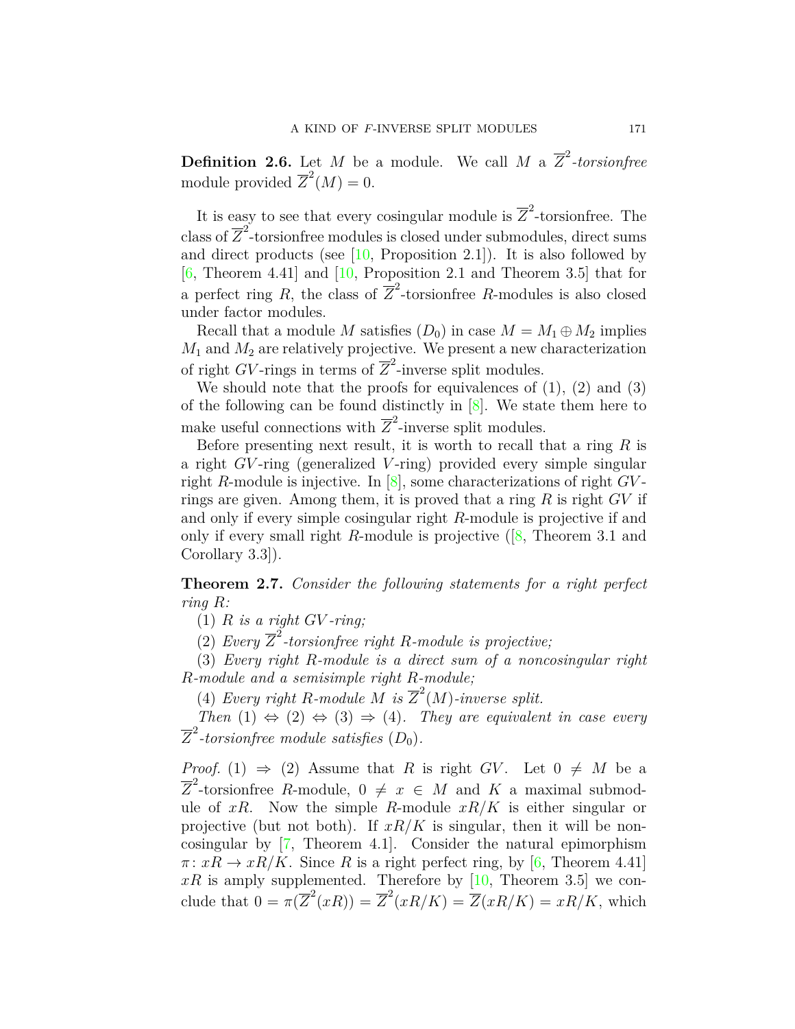**Definition 2.6.** Let $M$ be a module. We call $M$ a $\overline{Z}^2$*-torsionfree* module provided $\overline{Z}^2(M) = 0$.

It is easy to see that every cosingular module is $\overline{Z}^2$-torsionfree. The class of $\overline{Z}^2$-torsionfree modules is closed under submodules, direct sums and direct products (see [10, Proposition 2.1]). It is also followed by [6, Theorem 4.41] and [10, Proposition 2.1 and Theorem 3.5] that for a perfect ring $R$, the class of $\overline{Z}^2$-torsionfree $R$-modules is also closed under factor modules.

Recall that a module $M$ satisfies $(D_0)$ in case $M = M_1 \oplus M_2$ implies $M_1$ and $M_2$ are relatively projective. We present a new characterization of right $GV$-rings in terms of $\overline{Z}^2$-inverse split modules.

We should note that the proofs for equivalences of (1), (2) and (3) of the following can be found distinctly in [8]. We state them here to make useful connections with $\overline{Z}^2$-inverse split modules.

Before presenting next result, it is worth to recall that a ring $R$ is a right $GV$-ring (generalized $V$-ring) provided every simple singular right $R$-module is injective. In [8], some characterizations of right $GV$-rings are given. Among them, it is proved that a ring $R$ is right $GV$ if and only if every simple cosingular right $R$-module is projective if and only if every small right $R$-module is projective ([8, Theorem 3.1 and Corollary 3.3]).

**Theorem 2.7.** *Consider the following statements for a right perfect ring $R$:*

(1) *$R$ is a right $GV$-ring;*

(2) *Every $\overline{Z}^2$-torsionfree right $R$-module is projective;*

(3) *Every right $R$-module is a direct sum of a noncosingular right $R$-module and a semisimple right $R$-module;*

(4) *Every right $R$-module $M$ is $\overline{Z}^2(M)$-inverse split.*

*Then* (1) $\Leftrightarrow$ (2) $\Leftrightarrow$ (3) $\Rightarrow$ (4). *They are equivalent in case every $\overline{Z}^2$-torsionfree module satisfies $(D_0)$.*

*Proof.* (1) $\Rightarrow$ (2) Assume that $R$ is right $GV$. Let $0 \neq M$ be a $\overline{Z}^2$-torsionfree $R$-module, $0 \neq x \in M$ and $K$ a maximal submodule of $xR$. Now the simple $R$-module $xR/K$ is either singular or projective (but not both). If $xR/K$ is singular, then it will be noncosingular by [7, Theorem 4.1]. Consider the natural epimorphism $\pi\colon xR \to xR/K$. Since $R$ is a right perfect ring, by [6, Theorem 4.41] $xR$ is amply supplemented. Therefore by [10, Theorem 3.5] we conclude that $0 = \pi(\overline{Z}^2(xR)) = \overline{Z}^2(xR/K) = \overline{Z}(xR/K) = xR/K$, which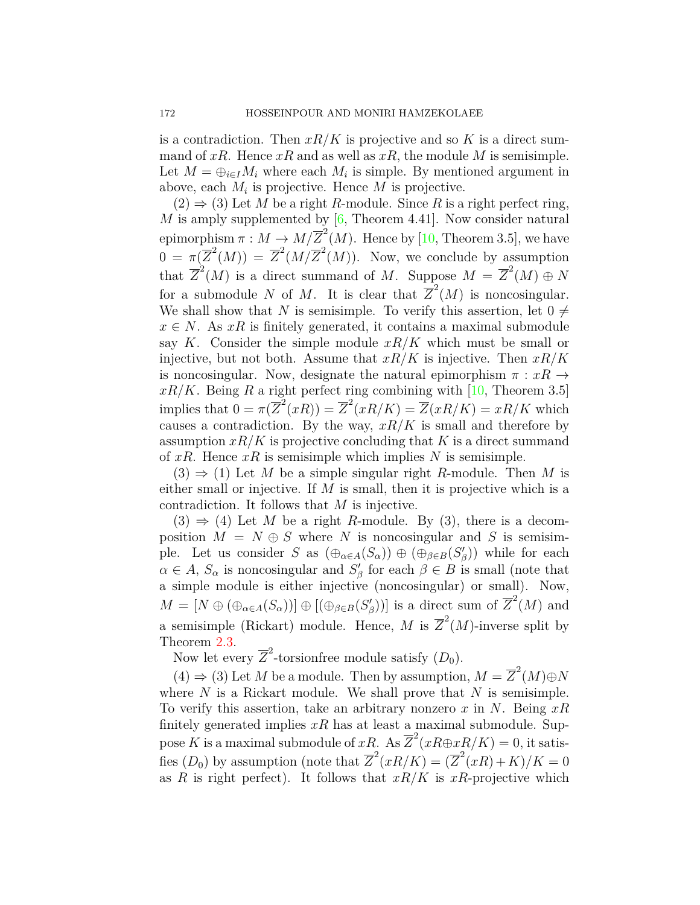is a contradiction. Then $xR/K$ is projective and so $K$ is a direct summand of $xR$. Hence $xR$ and as well as $xR$, the module $M$ is semisimple. Let $M = \oplus_{i\in I} M_i$ where each $M_i$ is simple. By mentioned argument in above, each $M_i$ is projective. Hence $M$ is projective.

(2) $\Rightarrow$ (3) Let $M$ be a right $R$-module. Since $R$ is a right perfect ring, $M$ is amply supplemented by [6, Theorem 4.41]. Now consider natural epimorphism $\pi : M \to M/\overline{Z}^2(M)$. Hence by [10, Theorem 3.5], we have $0 = \pi(\overline{Z}^2(M)) = \overline{Z}^2(M/\overline{Z}^2(M))$. Now, we conclude by assumption that $\overline{Z}^2(M)$ is a direct summand of $M$. Suppose $M = \overline{Z}^2(M) \oplus N$ for a submodule $N$ of $M$. It is clear that $\overline{Z}^2(M)$ is noncosingular. We shall show that $N$ is semisimple. To verify this assertion, let $0 \neq x \in N$. As $xR$ is finitely generated, it contains a maximal submodule say $K$. Consider the simple module $xR/K$ which must be small or injective, but not both. Assume that $xR/K$ is injective. Then $xR/K$ is noncosingular. Now, designate the natural epimorphism $\pi : xR \to xR/K$. Being $R$ a right perfect ring combining with [10, Theorem 3.5] implies that $0 = \pi(\overline{Z}^2(xR)) = \overline{Z}^2(xR/K) = \overline{Z}(xR/K) = xR/K$ which causes a contradiction. By the way, $xR/K$ is small and therefore by assumption $xR/K$ is projective concluding that $K$ is a direct summand of $xR$. Hence $xR$ is semisimple which implies $N$ is semisimple.

(3) $\Rightarrow$ (1) Let $M$ be a simple singular right $R$-module. Then $M$ is either small or injective. If $M$ is small, then it is projective which is a contradiction. It follows that $M$ is injective.

(3) $\Rightarrow$ (4) Let $M$ be a right $R$-module. By (3), there is a decomposition $M = N \oplus S$ where $N$ is noncosingular and $S$ is semisimple. Let us consider $S$ as $(\oplus_{\alpha\in A}(S_\alpha)) \oplus (\oplus_{\beta\in B}(S'_\beta))$ while for each $\alpha \in A$, $S_\alpha$ is noncosingular and $S'_\beta$ for each $\beta \in B$ is small (note that a simple module is either injective (noncosingular) or small). Now, $M = [N \oplus (\oplus_{\alpha\in A}(S_\alpha))] \oplus [(\oplus_{\beta\in B}(S'_\beta))]$ is a direct sum of $\overline{Z}^2(M)$ and a semisimple (Rickart) module. Hence, $M$ is $\overline{Z}^2(M)$-inverse split by Theorem 2.3.

Now let every $\overline{Z}^2$-torsionfree module satisfy $(D_0)$.

(4) $\Rightarrow$ (3) Let $M$ be a module. Then by assumption, $M = \overline{Z}^2(M) \oplus N$ where $N$ is a Rickart module. We shall prove that $N$ is semisimple. To verify this assertion, take an arbitrary nonzero $x$ in $N$. Being $xR$ finitely generated implies $xR$ has at least a maximal submodule. Suppose $K$ is a maximal submodule of $xR$. As $\overline{Z}^2(xR \oplus xR/K) = 0$, it satisfies $(D_0)$ by assumption (note that $\overline{Z}^2(xR/K) = (\overline{Z}^2(xR) + K)/K = 0$ as $R$ is right perfect). It follows that $xR/K$ is $xR$-projective which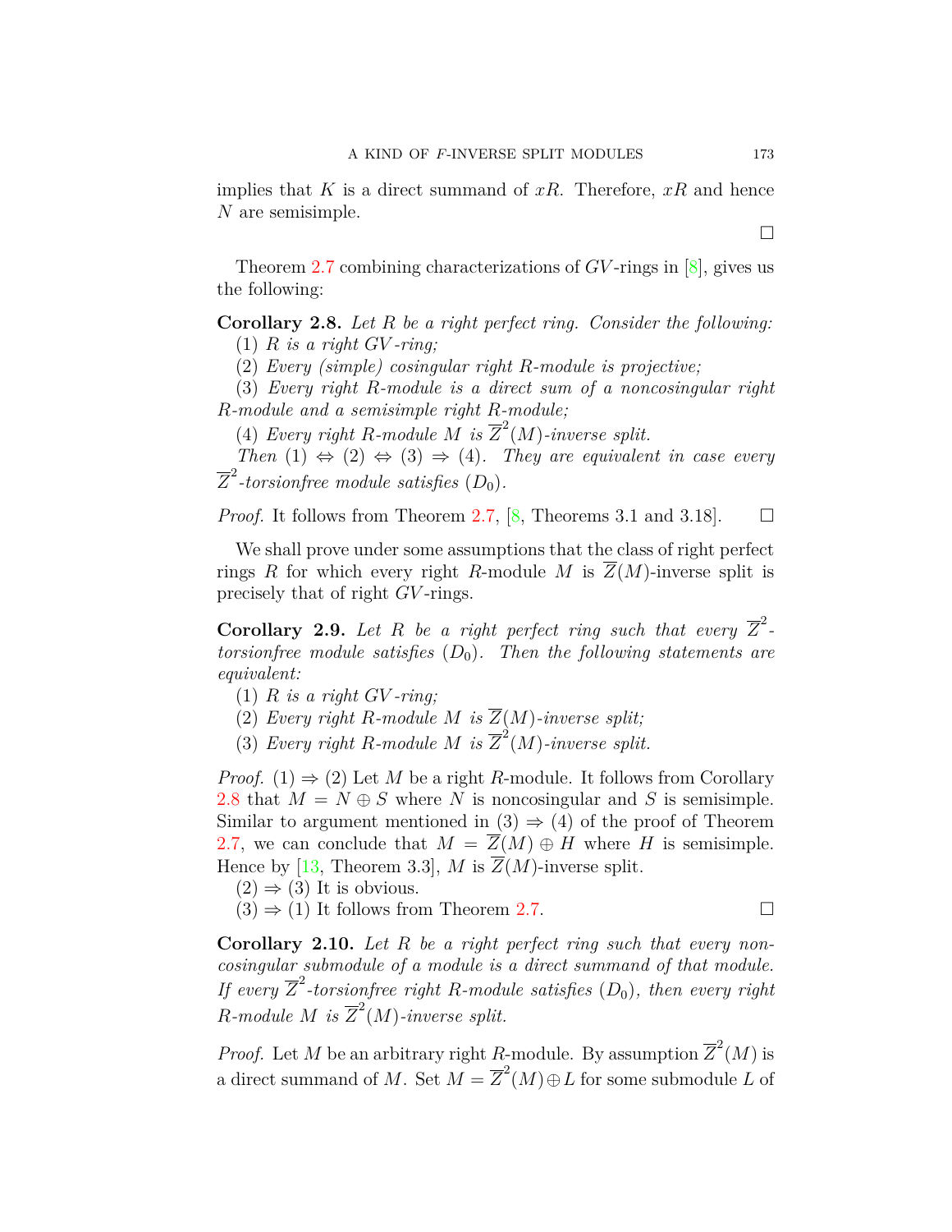implies that $K$ is a direct summand of $xR$. Therefore, $xR$ and hence $N$ are semisimple.

$\square$

Theorem 2.7 combining characterizations of $GV$-rings in [8], gives us the following:

**Corollary 2.8.** *Let $R$ be a right perfect ring. Consider the following:*

(1) *$R$ is a right $GV$-ring;*

(2) *Every (simple) cosingular right $R$-module is projective;*

(3) *Every right $R$-module is a direct sum of a noncosingular right $R$-module and a semisimple right $R$-module;*

(4) *Every right $R$-module $M$ is $\overline{Z}^2(M)$-inverse split.*

*Then (1) $\Leftrightarrow$ (2) $\Leftrightarrow$ (3) $\Rightarrow$ (4). They are equivalent in case every $\overline{Z}^2$-torsionfree module satisfies $(D_0)$.*

*Proof.* It follows from Theorem 2.7, [8, Theorems 3.1 and 3.18]. $\square$

We shall prove under some assumptions that the class of right perfect rings $R$ for which every right $R$-module $M$ is $\overline{Z}(M)$-inverse split is precisely that of right $GV$-rings.

**Corollary 2.9.** *Let $R$ be a right perfect ring such that every $\overline{Z}^2$-torsionfree module satisfies $(D_0)$. Then the following statements are equivalent:*

(1) *$R$ is a right $GV$-ring;*

(2) *Every right $R$-module $M$ is $\overline{Z}(M)$-inverse split;*

(3) *Every right $R$-module $M$ is $\overline{Z}^2(M)$-inverse split.*

*Proof.* (1) $\Rightarrow$ (2) Let $M$ be a right $R$-module. It follows from Corollary 2.8 that $M = N \oplus S$ where $N$ is noncosingular and $S$ is semisimple. Similar to argument mentioned in (3) $\Rightarrow$ (4) of the proof of Theorem 2.7, we can conclude that $M = \overline{Z}(M) \oplus H$ where $H$ is semisimple. Hence by [13, Theorem 3.3], $M$ is $\overline{Z}(M)$-inverse split.

(2) $\Rightarrow$ (3) It is obvious.

(3) $\Rightarrow$ (1) It follows from Theorem 2.7. $\square$

**Corollary 2.10.** *Let $R$ be a right perfect ring such that every noncosingular submodule of a module is a direct summand of that module. If every $\overline{Z}^2$-torsionfree right $R$-module satisfies $(D_0)$, then every right $R$-module $M$ is $\overline{Z}^2(M)$-inverse split.*

*Proof.* Let $M$ be an arbitrary right $R$-module. By assumption $\overline{Z}^2(M)$ is a direct summand of $M$. Set $M = \overline{Z}^2(M) \oplus L$ for some submodule $L$ of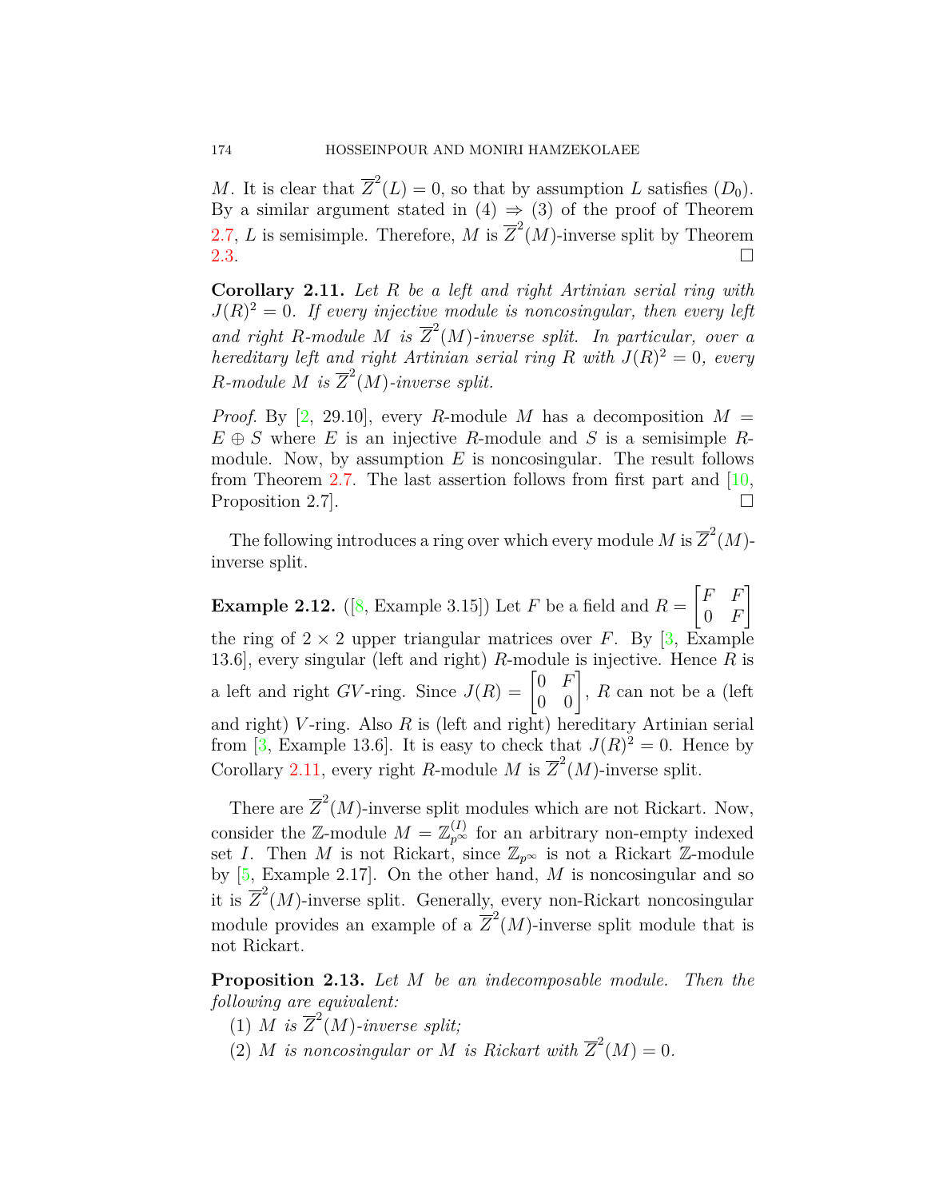$M$. It is clear that $\overline{Z}^2(L) = 0$, so that by assumption $L$ satisfies $(D_0)$. By a similar argument stated in (4) $\Rightarrow$ (3) of the proof of Theorem 2.7, $L$ is semisimple. Therefore, $M$ is $\overline{Z}^2(M)$-inverse split by Theorem 2.3. $\square$

**Corollary 2.11.** *Let $R$ be a left and right Artinian serial ring with $J(R)^2 = 0$. If every injective module is noncosingular, then every left and right $R$-module $M$ is $\overline{Z}^2(M)$-inverse split. In particular, over a hereditary left and right Artinian serial ring $R$ with $J(R)^2 = 0$, every $R$-module $M$ is $\overline{Z}^2(M)$-inverse split.*

*Proof.* By [2, 29.10], every $R$-module $M$ has a decomposition $M = E \oplus S$ where $E$ is an injective $R$-module and $S$ is a semisimple $R$-module. Now, by assumption $E$ is noncosingular. The result follows from Theorem 2.7. The last assertion follows from first part and [10, Proposition 2.7]. $\square$

The following introduces a ring over which every module $M$ is $\overline{Z}^2(M)$-inverse split.

**Example 2.12.** ([8, Example 3.15]) Let $F$ be a field and $R = \begin{bmatrix} F & F \\ 0 & F \end{bmatrix}$ the ring of $2 \times 2$ upper triangular matrices over $F$. By [3, Example 13.6], every singular (left and right) $R$-module is injective. Hence $R$ is a left and right $GV$-ring. Since $J(R) = \begin{bmatrix} 0 & F \\ 0 & 0 \end{bmatrix}$, $R$ can not be a (left and right) $V$-ring. Also $R$ is (left and right) hereditary Artinian serial from [3, Example 13.6]. It is easy to check that $J(R)^2 = 0$. Hence by Corollary 2.11, every right $R$-module $M$ is $\overline{Z}^2(M)$-inverse split.

There are $\overline{Z}^2(M)$-inverse split modules which are not Rickart. Now, consider the $\mathbb{Z}$-module $M = \mathbb{Z}_{p^\infty}^{(I)}$ for an arbitrary non-empty indexed set $I$. Then $M$ is not Rickart, since $\mathbb{Z}_{p^\infty}$ is not a Rickart $\mathbb{Z}$-module by [5, Example 2.17]. On the other hand, $M$ is noncosingular and so it is $\overline{Z}^2(M)$-inverse split. Generally, every non-Rickart noncosingular module provides an example of a $\overline{Z}^2(M)$-inverse split module that is not Rickart.

**Proposition 2.13.** *Let $M$ be an indecomposable module. Then the following are equivalent:*

(1) *$M$ is $\overline{Z}^2(M)$-inverse split;*

(2) *$M$ is noncosingular or $M$ is Rickart with $\overline{Z}^2(M) = 0$.*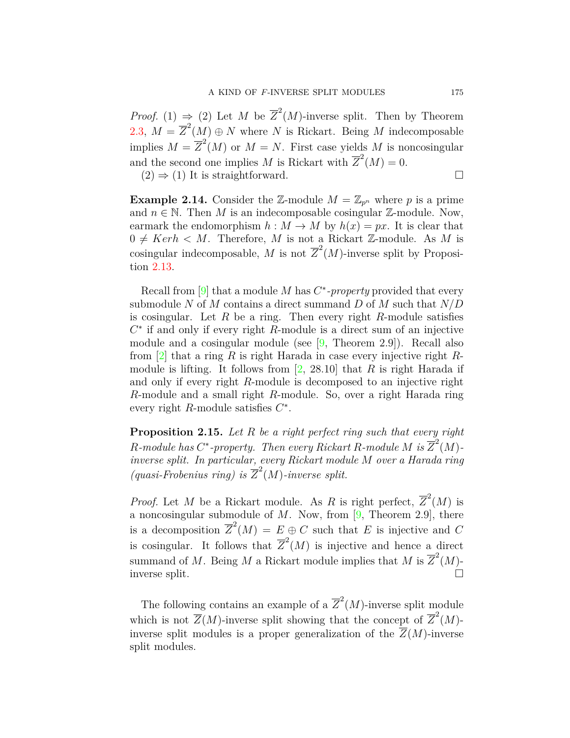*Proof.* (1) $\Rightarrow$ (2) Let $M$ be $\overline{Z}^2(M)$-inverse split. Then by Theorem 2.3, $M = \overline{Z}^2(M) \oplus N$ where $N$ is Rickart. Being $M$ indecomposable implies $M = \overline{Z}^2(M)$ or $M = N$. First case yields $M$ is noncosingular and the second one implies $M$ is Rickart with $\overline{Z}^2(M) = 0$.

(2) $\Rightarrow$ (1) It is straightforward. $\square$

**Example 2.14.** Consider the $\mathbb{Z}$-module $M = \mathbb{Z}_{p^n}$ where $p$ is a prime and $n \in \mathbb{N}$. Then $M$ is an indecomposable cosingular $\mathbb{Z}$-module. Now, earmark the endomorphism $h : M \to M$ by $h(x) = px$. It is clear that $0 \neq Kerh < M$. Therefore, $M$ is not a Rickart $\mathbb{Z}$-module. As $M$ is cosingular indecomposable, $M$ is not $\overline{Z}^2(M)$-inverse split by Proposition 2.13.

Recall from [9] that a module $M$ has $C^*$*-property* provided that every submodule $N$ of $M$ contains a direct summand $D$ of $M$ such that $N/D$ is cosingular. Let $R$ be a ring. Then every right $R$-module satisfies $C^*$ if and only if every right $R$-module is a direct sum of an injective module and a cosingular module (see [9, Theorem 2.9]). Recall also from [2] that a ring $R$ is right Harada in case every injective right $R$-module is lifting. It follows from [2, 28.10] that $R$ is right Harada if and only if every right $R$-module is decomposed to an injective right $R$-module and a small right $R$-module. So, over a right Harada ring every right $R$-module satisfies $C^*$.

**Proposition 2.15.** *Let $R$ be a right perfect ring such that every right $R$-module has $C^*$-property. Then every Rickart $R$-module $M$ is $\overline{Z}^2(M)$-inverse split. In particular, every Rickart module $M$ over a Harada ring (quasi-Frobenius ring) is $\overline{Z}^2(M)$-inverse split.*

*Proof.* Let $M$ be a Rickart module. As $R$ is right perfect, $\overline{Z}^2(M)$ is a noncosingular submodule of $M$. Now, from [9, Theorem 2.9], there is a decomposition $\overline{Z}^2(M) = E \oplus C$ such that $E$ is injective and $C$ is cosingular. It follows that $\overline{Z}^2(M)$ is injective and hence a direct summand of $M$. Being $M$ a Rickart module implies that $M$ is $\overline{Z}^2(M)$-inverse split. $\square$

The following contains an example of a $\overline{Z}^2(M)$-inverse split module which is not $\overline{Z}(M)$-inverse split showing that the concept of $\overline{Z}^2(M)$-inverse split modules is a proper generalization of the $\overline{Z}(M)$-inverse split modules.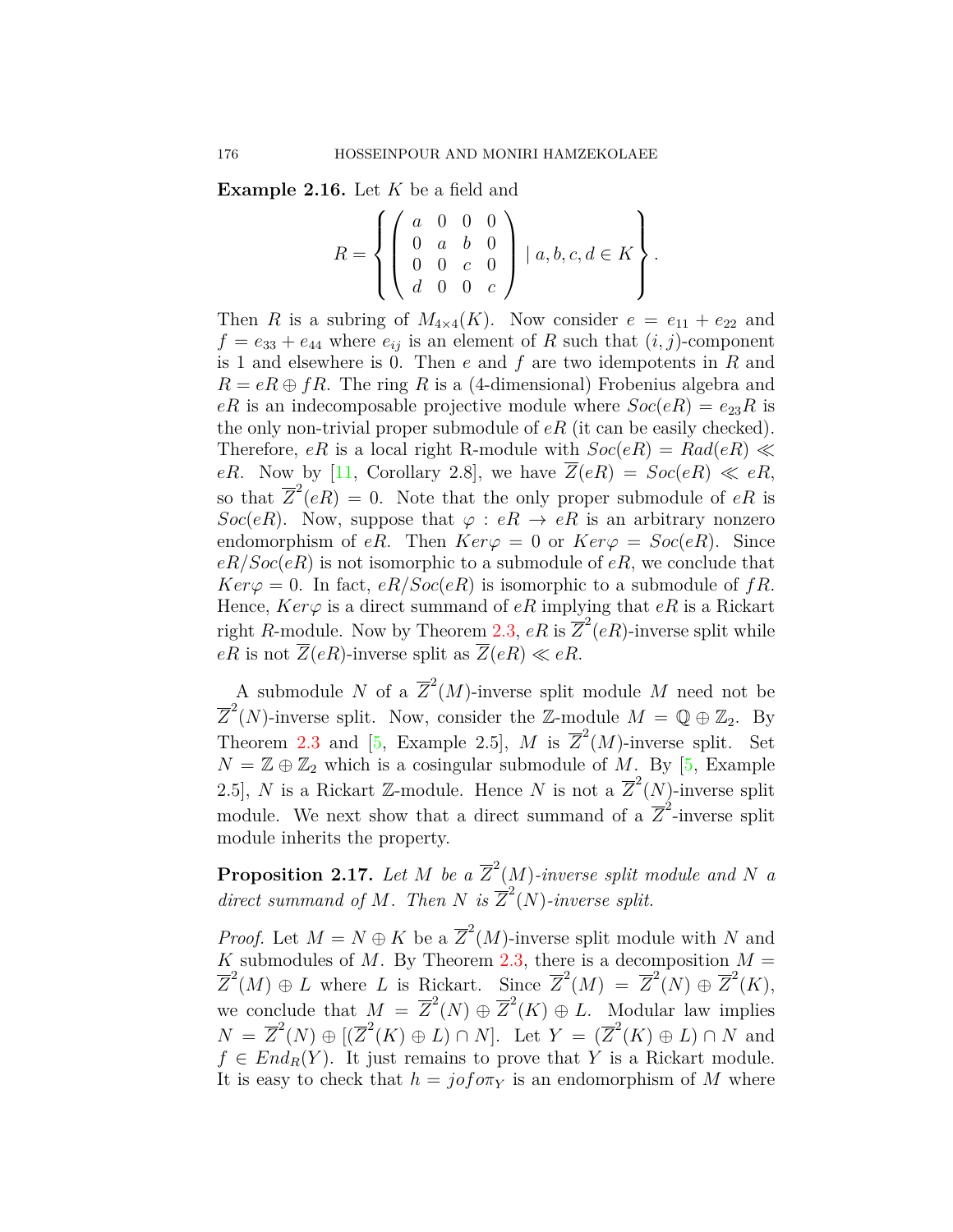**Example 2.16.** Let $K$ be a field and

$$R = \left\{ \begin{pmatrix} a & 0 & 0 & 0 \\ 0 & a & b & 0 \\ 0 & 0 & c & 0 \\ d & 0 & 0 & c \end{pmatrix} \mid a, b, c, d \in K \right\}.$$

Then $R$ is a subring of $M_{4\times 4}(K)$. Now consider $e = e_{11} + e_{22}$ and $f = e_{33} + e_{44}$ where $e_{ij}$ is an element of $R$ such that $(i, j)$-component is 1 and elsewhere is 0. Then $e$ and $f$ are two idempotents in $R$ and $R = eR \oplus fR$. The ring $R$ is a (4-dimensional) Frobenius algebra and $eR$ is an indecomposable projective module where $Soc(eR) = e_{23}R$ is the only non-trivial proper submodule of $eR$ (it can be easily checked). Therefore, $eR$ is a local right R-module with $Soc(eR) = Rad(eR) \ll eR$. Now by [11, Corollary 2.8], we have $\overline{Z}(eR) = Soc(eR) \ll eR$, so that $\overline{Z}^2(eR) = 0$. Note that the only proper submodule of $eR$ is $Soc(eR)$. Now, suppose that $\varphi : eR \to eR$ is an arbitrary nonzero endomorphism of $eR$. Then $Ker\varphi = 0$ or $Ker\varphi = Soc(eR)$. Since $eR/Soc(eR)$ is not isomorphic to a submodule of $eR$, we conclude that $Ker\varphi = 0$. In fact, $eR/Soc(eR)$ is isomorphic to a submodule of $fR$. Hence, $Ker\varphi$ is a direct summand of $eR$ implying that $eR$ is a Rickart right $R$-module. Now by Theorem 2.3, $eR$ is $\overline{Z}^2(eR)$-inverse split while $eR$ is not $\overline{Z}(eR)$-inverse split as $\overline{Z}(eR) \ll eR$.

A submodule $N$ of a $\overline{Z}^2(M)$-inverse split module $M$ need not be $\overline{Z}^2(N)$-inverse split. Now, consider the $\mathbb{Z}$-module $M = \mathbb{Q} \oplus \mathbb{Z}_2$. By Theorem 2.3 and [5, Example 2.5], $M$ is $\overline{Z}^2(M)$-inverse split. Set $N = \mathbb{Z} \oplus \mathbb{Z}_2$ which is a cosingular submodule of $M$. By [5, Example 2.5], $N$ is a Rickart $\mathbb{Z}$-module. Hence $N$ is not a $\overline{Z}^2(N)$-inverse split module. We next show that a direct summand of a $\overline{Z}^2$-inverse split module inherits the property.

**Proposition 2.17.** *Let $M$ be a $\overline{Z}^2(M)$-inverse split module and $N$ a direct summand of $M$. Then $N$ is $\overline{Z}^2(N)$-inverse split.*

*Proof.* Let $M = N \oplus K$ be a $\overline{Z}^2(M)$-inverse split module with $N$ and $K$ submodules of $M$. By Theorem 2.3, there is a decomposition $M = \overline{Z}^2(M) \oplus L$ where $L$ is Rickart. Since $\overline{Z}^2(M) = \overline{Z}^2(N) \oplus \overline{Z}^2(K)$, we conclude that $M = \overline{Z}^2(N) \oplus \overline{Z}^2(K) \oplus L$. Modular law implies $N = \overline{Z}^2(N) \oplus [(\overline{Z}^2(K) \oplus L) \cap N]$. Let $Y = (\overline{Z}^2(K) \oplus L) \cap N$ and $f \in End_R(Y)$. It just remains to prove that $Y$ is a Rickart module. It is easy to check that $h = j o f o \pi_Y$ is an endomorphism of $M$ where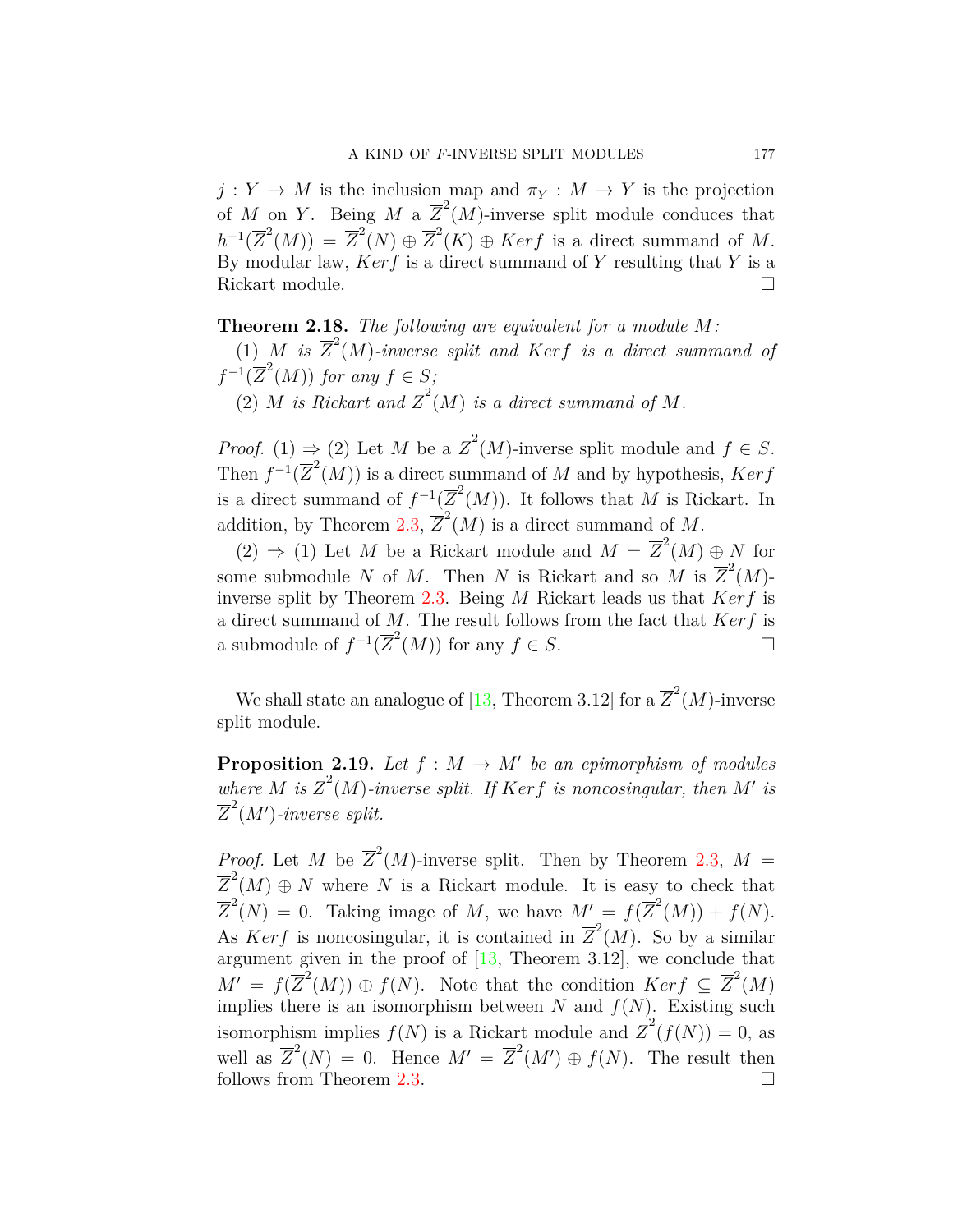$j : Y \to M$ is the inclusion map and $\pi_Y : M \to Y$ is the projection of $M$ on $Y$. Being $M$ a $\overline{Z}^2(M)$-inverse split module conduces that $h^{-1}(\overline{Z}^2(M)) = \overline{Z}^2(N) \oplus \overline{Z}^2(K) \oplus Kerf$ is a direct summand of $M$. By modular law, $Kerf$ is a direct summand of $Y$ resulting that $Y$ is a Rickart module. □

**Theorem 2.18.** *The following are equivalent for a module $M$:*

(1) *$M$ is $\overline{Z}^2(M)$-inverse split and $Kerf$ is a direct summand of $f^{-1}(\overline{Z}^2(M))$ for any $f \in S$;*

(2) *$M$ is Rickart and $\overline{Z}^2(M)$ is a direct summand of $M$.*

*Proof.* (1) ⇒ (2) Let $M$ be a $\overline{Z}^2(M)$-inverse split module and $f \in S$. Then $f^{-1}(\overline{Z}^2(M))$ is a direct summand of $M$ and by hypothesis, $Kerf$ is a direct summand of $f^{-1}(\overline{Z}^2(M))$. It follows that $M$ is Rickart. In addition, by Theorem 2.3, $\overline{Z}^2(M)$ is a direct summand of $M$.

(2) ⇒ (1) Let $M$ be a Rickart module and $M = \overline{Z}^2(M) \oplus N$ for some submodule $N$ of $M$. Then $N$ is Rickart and so $M$ is $\overline{Z}^2(M)$-inverse split by Theorem 2.3. Being $M$ Rickart leads us that $Kerf$ is a direct summand of $M$. The result follows from the fact that $Kerf$ is a submodule of $f^{-1}(\overline{Z}^2(M))$ for any $f \in S$. □

We shall state an analogue of [13, Theorem 3.12] for a $\overline{Z}^2(M)$-inverse split module.

**Proposition 2.19.** *Let $f : M \to M'$ be an epimorphism of modules where $M$ is $\overline{Z}^2(M)$-inverse split. If $Kerf$ is noncosingular, then $M'$ is $\overline{Z}^2(M')$-inverse split.*

*Proof.* Let $M$ be $\overline{Z}^2(M)$-inverse split. Then by Theorem 2.3, $M = \overline{Z}^2(M) \oplus N$ where $N$ is a Rickart module. It is easy to check that $\overline{Z}^2(N) = 0$. Taking image of $M$, we have $M' = f(\overline{Z}^2(M)) + f(N)$. As $Kerf$ is noncosingular, it is contained in $\overline{Z}^2(M)$. So by a similar argument given in the proof of [13, Theorem 3.12], we conclude that $M' = f(\overline{Z}^2(M)) \oplus f(N)$. Note that the condition $Kerf \subseteq \overline{Z}^2(M)$ implies there is an isomorphism between $N$ and $f(N)$. Existing such isomorphism implies $f(N)$ is a Rickart module and $\overline{Z}^2(f(N)) = 0$, as well as $\overline{Z}^2(N) = 0$. Hence $M' = \overline{Z}^2(M') \oplus f(N)$. The result then follows from Theorem 2.3. □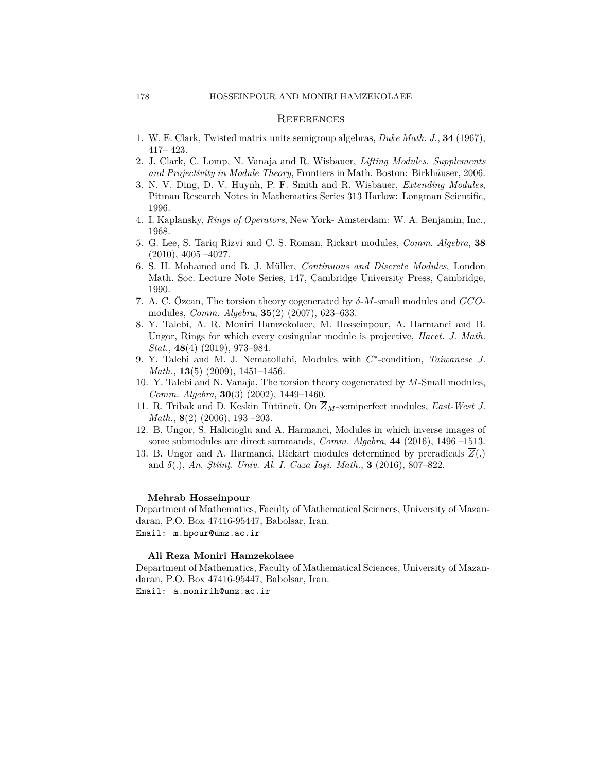## References

1. W. E. Clark, Twisted matrix units semigroup algebras, *Duke Math. J.*, **34** (1967), 417– 423.
2. J. Clark, C. Lomp, N. Vanaja and R. Wisbauer, *Lifting Modules. Supplements and Projectivity in Module Theory*, Frontiers in Math. Boston: Birkhäuser, 2006.
3. N. V. Ding, D. V. Huynh, P. F. Smith and R. Wisbauer, *Extending Modules*, Pitman Research Notes in Mathematics Series 313 Harlow: Longman Scientific, 1996.
4. I. Kaplansky, *Rings of Operators*, New York- Amsterdam: W. A. Benjamin, Inc., 1968.
5. G. Lee, S. Tariq Rizvi and C. S. Roman, Rickart modules, *Comm. Algebra*, **38** (2010), 4005 –4027.
6. S. H. Mohamed and B. J. Müller, *Continuous and Discrete Modules*, London Math. Soc. Lecture Note Series, 147, Cambridge University Press, Cambridge, 1990.
7. A. C. Özcan, The torsion theory cogenerated by $\delta$-$M$-small modules and *GCO*-modules, *Comm. Algebra*, **35**(2) (2007), 623–633.
8. Y. Talebi, A. R. Moniri Hamzekolaee, M. Hosseinpour, A. Harmanci and B. Ungor, Rings for which every cosingular module is projective, *Hacet. J. Math. Stat.*, **48**(4) (2019), 973–984.
9. Y. Talebi and M. J. Nematollahi, Modules with $C^*$-condition, *Taiwanese J. Math.*, **13**(5) (2009), 1451–1456.
10. Y. Talebi and N. Vanaja, The torsion theory cogenerated by $M$-Small modules, *Comm. Algebra*, **30**(3) (2002), 1449–1460.
11. R. Tribak and D. Keskin Tütüncü, On $\overline{Z}_M$-semiperfect modules, *East-West J. Math.*, **8**(2) (2006), 193 –203.
12. B. Ungor, S. Halicioglu and A. Harmanci, Modules in which inverse images of some submodules are direct summands, *Comm. Algebra*, **44** (2016), 1496 –1513.
13. B. Ungor and A. Harmanci, Rickart modules determined by preradicals $\overline{Z}(.)$ and $\delta(.)$, *An. Ştiinţ. Univ. Al. I. Cuza Iaşi. Math.*, **3** (2016), 807–822.

**Mehrab Hosseinpour**
Department of Mathematics, Faculty of Mathematical Sciences, University of Mazandaran, P.O. Box 47416-95447, Babolsar, Iran.
Email: m.hpour@umz.ac.ir

**Ali Reza Moniri Hamzekolaee**
Department of Mathematics, Faculty of Mathematical Sciences, University of Mazandaran, P.O. Box 47416-95447, Babolsar, Iran.
Email: a.monirih@umz.ac.ir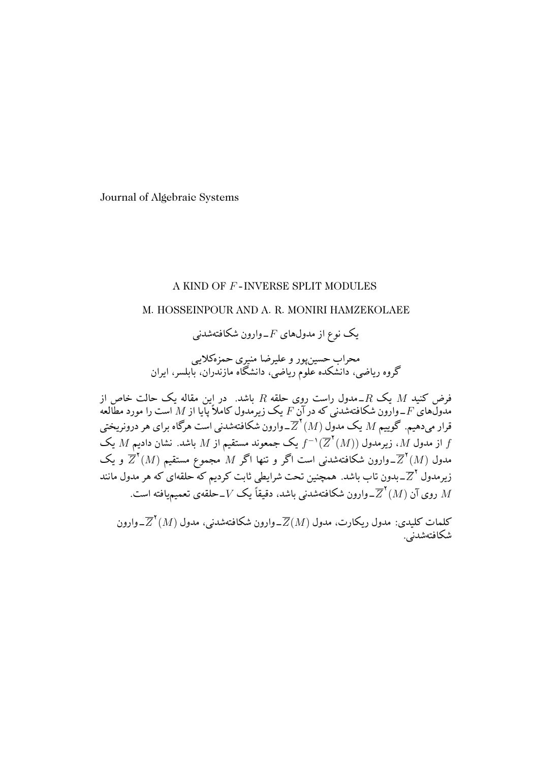Journal of Algebraic Systems

# A KIND OF $F$-INVERSE SPLIT MODULES

M. HOSSEINPOUR AND A. R. MONIRI HAMZEKOLAEE

## یک نوع از مدول‌های $F$ـوارون شکافته‌شدنی

محراب حسین‌پور و علیرضا منیری حمزه‌کلایی
گروه ریاضی، دانشکده علوم ریاضی، دانشگاه مازندران، بابلسر، ایران

فرض کنید $M$ یک $R$ـمدول راست روی حلقه $R$ باشد. در این مقاله یک حالت خاص از مدول‌های $F$ـوارون شکافته‌شدنی که در آن $F$ یک زیرمدول کاملاً پایا از $M$ است را مورد مطالعه قرار می‌دهیم. گوییم $M$ یک مدول $\overline{Z}^{۲}(M)$ـوارون شکافته‌شدنی است هرگاه برای هر درونریختی $f$ از مدول $M$، زیرمدول $f^{-۱}(\overline{Z}^{۲}(M))$ یک جمعوند مستقیم از $M$ باشد. نشان دادیم $M$ یک مدول $\overline{Z}^{۲}(M)$ـوارون شکافته‌شدنی است اگر و تنها اگر $M$ مجموع مستقیم $\overline{Z}^{۲}(M)$ و یک زیرمدول $\overline{Z}^{۲}$ـبدون تاب باشد. همچنین تحت شرایطی ثابت کردیم که حلقه‌ای که هر مدول مانند $M$ روی آن $\overline{Z}^{۲}(M)$ـوارون شکافته‌شدنی باشد، دقیقاً یک $V$ـحلقه‌ی تعمیم‌یافته است.

کلمات کلیدی: مدول ریکارت، مدول $\overline{Z}(M)$ـوارون شکافته‌شدنی، مدول $\overline{Z}^{۲}(M)$ـوارون شکافته‌شدنی.